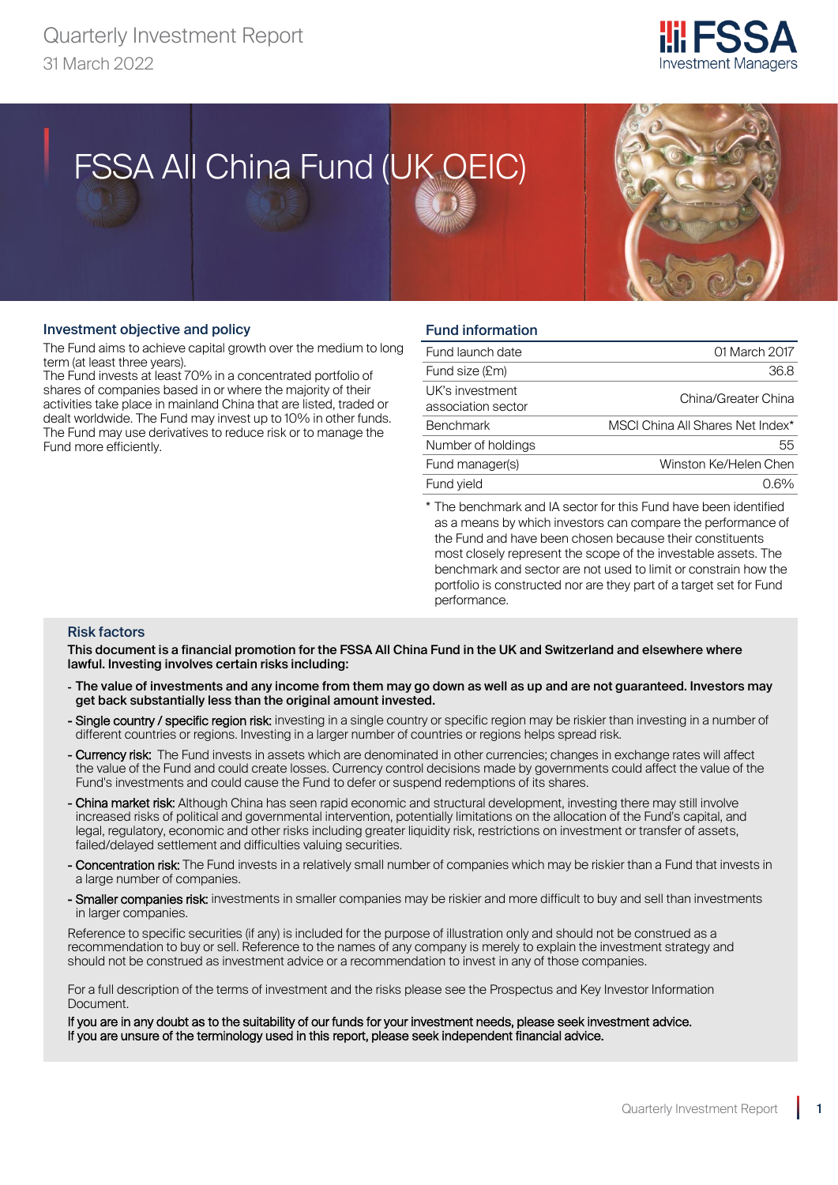Quarterly Investment Report
31 March 2022

# FSSA All China Fund (UK OEIC)

## Investment objective and policy

The Fund aims to achieve capital growth over the medium to long term (at least three years).

The Fund invests at least 70% in a concentrated portfolio of shares of companies based in or where the majority of their activities take place in mainland China that are listed, traded or dealt worldwide. The Fund may invest up to 10% in other funds. The Fund may use derivatives to reduce risk or to manage the Fund more efficiently.

## Fund information

| | |
|---|---|
| Fund launch date | 01 March 2017 |
| Fund size (£m) | 36.8 |
| UK's investment association sector | China/Greater China |
| Benchmark | MSCI China All Shares Net Index* |
| Number of holdings | 55 |
| Fund manager(s) | Winston Ke/Helen Chen |
| Fund yield | 0.6% |

* The benchmark and IA sector for this Fund have been identified as a means by which investors can compare the performance of the Fund and have been chosen because their constituents most closely represent the scope of the investable assets. The benchmark and sector are not used to limit or constrain how the portfolio is constructed nor are they part of a target set for Fund performance.

## Risk factors

**This document is a financial promotion for the FSSA All China Fund in the UK and Switzerland and elsewhere where lawful. Investing involves certain risks including:**

- **The value of investments and any income from them may go down as well as up and are not guaranteed. Investors may get back substantially less than the original amount invested.**
- Single country / specific region risk: investing in a single country or specific region may be riskier than investing in a number of different countries or regions. Investing in a larger number of countries or regions helps spread risk.
- Currency risk: The Fund invests in assets which are denominated in other currencies; changes in exchange rates will affect the value of the Fund and could create losses. Currency control decisions made by governments could affect the value of the Fund's investments and could cause the Fund to defer or suspend redemptions of its shares.
- China market risk: Although China has seen rapid economic and structural development, investing there may still involve increased risks of political and governmental intervention, potentially limitations on the allocation of the Fund's capital, and legal, regulatory, economic and other risks including greater liquidity risk, restrictions on investment or transfer of assets, failed/delayed settlement and difficulties valuing securities.
- Concentration risk: The Fund invests in a relatively small number of companies which may be riskier than a Fund that invests in a large number of companies.
- Smaller companies risk: investments in smaller companies may be riskier and more difficult to buy and sell than investments in larger companies.

Reference to specific securities (if any) is included for the purpose of illustration only and should not be construed as a recommendation to buy or sell. Reference to the names of any company is merely to explain the investment strategy and should not be construed as investment advice or a recommendation to invest in any of those companies.

For a full description of the terms of investment and the risks please see the Prospectus and Key Investor Information Document.

If you are in any doubt as to the suitability of our funds for your investment needs, please seek investment advice.
If you are unsure of the terminology used in this report, please seek independent financial advice.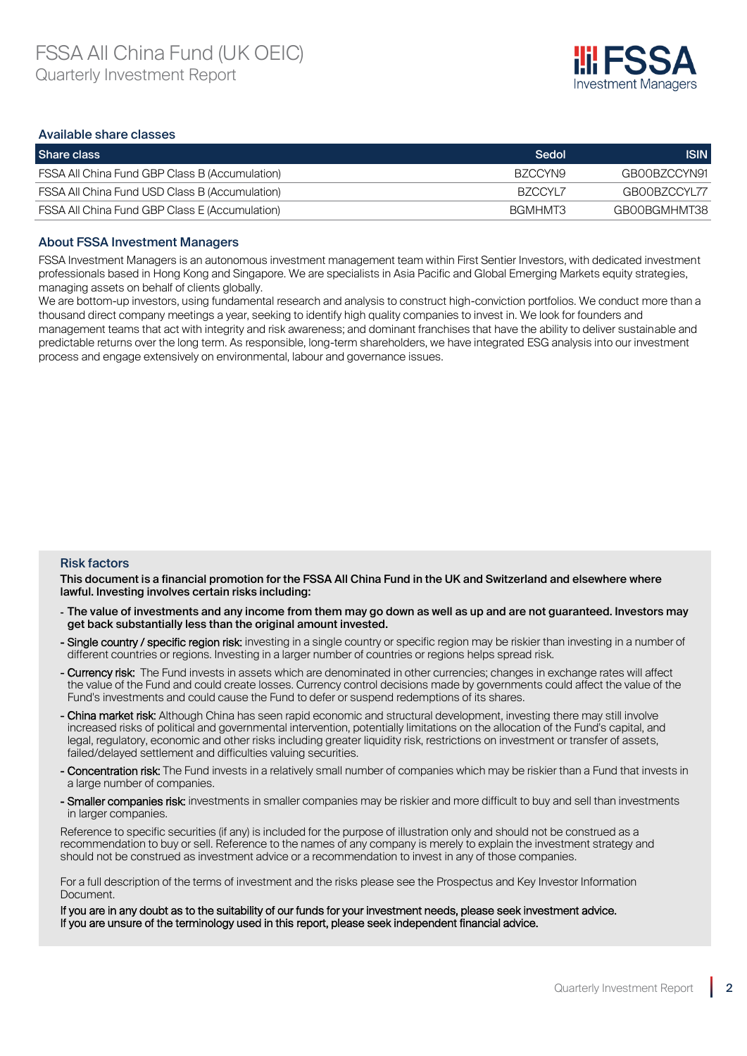# FSSA All China Fund (UK OEIC)

Quarterly Investment Report

## Available share classes

| Share class | Sedol | ISIN |
|---|---|---|
| FSSA All China Fund GBP Class B (Accumulation) | BZCCYN9 | GB00BZCCYN91 |
| FSSA All China Fund USD Class B (Accumulation) | BZCCYL7 | GB00BZCCYL77 |
| FSSA All China Fund GBP Class E (Accumulation) | BGMHMT3 | GB00BGMHMT38 |

## About FSSA Investment Managers

FSSA Investment Managers is an autonomous investment management team within First Sentier Investors, with dedicated investment professionals based in Hong Kong and Singapore. We are specialists in Asia Pacific and Global Emerging Markets equity strategies, managing assets on behalf of clients globally.

We are bottom-up investors, using fundamental research and analysis to construct high-conviction portfolios. We conduct more than a thousand direct company meetings a year, seeking to identify high quality companies to invest in. We look for founders and management teams that act with integrity and risk awareness; and dominant franchises that have the ability to deliver sustainable and predictable returns over the long term. As responsible, long-term shareholders, we have integrated ESG analysis into our investment process and engage extensively on environmental, labour and governance issues.

## Risk factors

**This document is a financial promotion for the FSSA All China Fund in the UK and Switzerland and elsewhere where lawful. Investing involves certain risks including:**

- **The value of investments and any income from them may go down as well as up and are not guaranteed. Investors may get back substantially less than the original amount invested.**
- Single country / specific region risk: investing in a single country or specific region may be riskier than investing in a number of different countries or regions. Investing in a larger number of countries or regions helps spread risk.
- Currency risk: The Fund invests in assets which are denominated in other currencies; changes in exchange rates will affect the value of the Fund and could create losses. Currency control decisions made by governments could affect the value of the Fund's investments and could cause the Fund to defer or suspend redemptions of its shares.
- China market risk: Although China has seen rapid economic and structural development, investing there may still involve increased risks of political and governmental intervention, potentially limitations on the allocation of the Fund's capital, and legal, regulatory, economic and other risks including greater liquidity risk, restrictions on investment or transfer of assets, failed/delayed settlement and difficulties valuing securities.
- Concentration risk: The Fund invests in a relatively small number of companies which may be riskier than a Fund that invests in a large number of companies.
- Smaller companies risk: investments in smaller companies may be riskier and more difficult to buy and sell than investments in larger companies.

Reference to specific securities (if any) is included for the purpose of illustration only and should not be construed as a recommendation to buy or sell. Reference to the names of any company is merely to explain the investment strategy and should not be construed as investment advice or a recommendation to invest in any of those companies.

For a full description of the terms of investment and the risks please see the Prospectus and Key Investor Information Document.

If you are in any doubt as to the suitability of our funds for your investment needs, please seek investment advice.
If you are unsure of the terminology used in this report, please seek independent financial advice.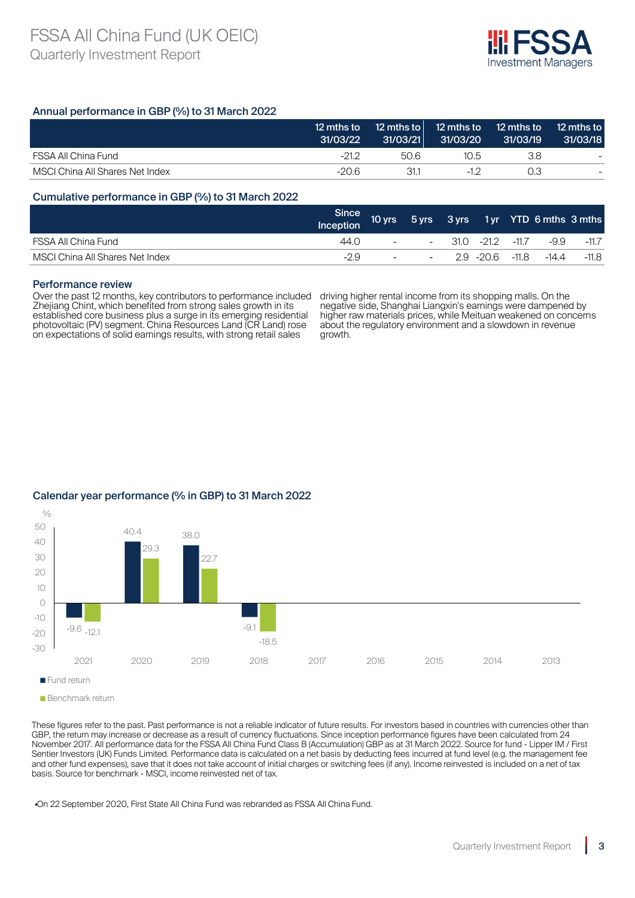## Annual performance in GBP (%) to 31 March 2022

| | 12 mths to 31/03/22 | 12 mths to 31/03/21 | 12 mths to 31/03/20 | 12 mths to 31/03/19 | 12 mths to 31/03/18 |
|---|---|---|---|---|---|
| FSSA All China Fund | -21.2 | 50.6 | 10.5 | 3.8 | - |
| MSCI China All Shares Net Index | -20.6 | 31.1 | -1.2 | 0.3 | - |

## Cumulative performance in GBP (%) to 31 March 2022

| | Since Inception | 10 yrs | 5 yrs | 3 yrs | 1 yr | YTD | 6 mths | 3 mths |
|---|---|---|---|---|---|---|---|---|
| FSSA All China Fund | 44.0 | - | - | 31.0 | -21.2 | -11.7 | -9.9 | -11.7 |
| MSCI China All Shares Net Index | -2.9 | - | - | 2.9 | -20.6 | -11.8 | -14.4 | -11.8 |

## Performance review

Over the past 12 months, key contributors to performance included Zhejiang Chint, which benefited from strong sales growth in its established core business plus a surge in its emerging residential photovoltaic (PV) segment. China Resources Land (CR Land) rose on expectations of solid earnings results, with strong retail sales driving higher rental income from its shopping malls. On the negative side, Shanghai Liangxin's earnings were dampened by higher raw materials prices, while Meituan weakened on concerns about the regulatory environment and a slowdown in revenue growth.

## Calendar year performance (% in GBP) to 31 March 2022

| | 2021 | 2020 | 2019 | 2018 | 2017 | 2016 | 2015 | 2014 | 2013 |
|---|---|---|---|---|---|---|---|---|---|
| Fund return | -9.6 | 40.4 | 38.0 | -9.1 | | | | | |
| Benchmark return | -12.1 | 29.3 | 22.7 | -18.5 | | | | | |

These figures refer to the past. Past performance is not a reliable indicator of future results. For investors based in countries with currencies other than GBP, the return may increase or decrease as a result of currency fluctuations. Since inception performance figures have been calculated from 24 November 2017. All performance data for the FSSA All China Fund Class B (Accumulation) GBP as at 31 March 2022. Source for fund - Lipper IM / First Sentier Investors (UK) Funds Limited. Performance data is calculated on a net basis by deducting fees incurred at fund level (e.g. the management fee and other fund expenses), save that it does not take account of initial charges or switching fees (if any). Income reinvested is included on a net of tax basis. Source for benchmark - MSCI, income reinvested net of tax.

•On 22 September 2020, First State All China Fund was rebranded as FSSA All China Fund.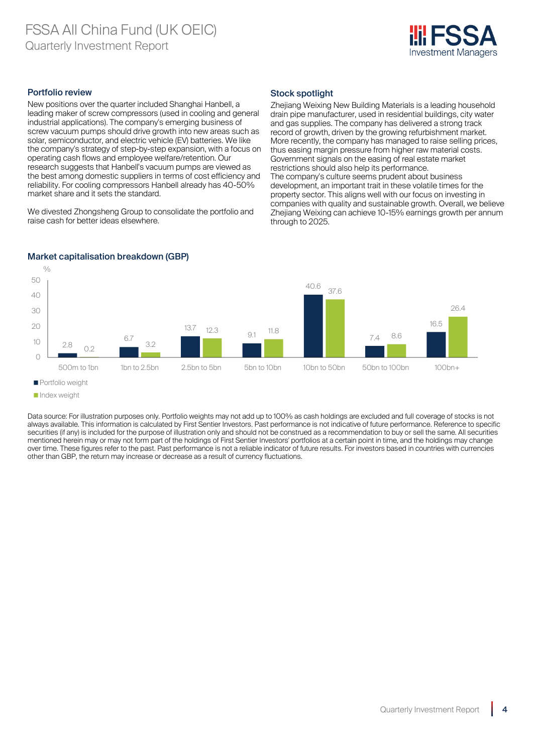## Portfolio review

New positions over the quarter included Shanghai Hanbell, a leading maker of screw compressors (used in cooling and general industrial applications). The company's emerging business of screw vacuum pumps should drive growth into new areas such as solar, semiconductor, and electric vehicle (EV) batteries. We like the company's strategy of step-by-step expansion, with a focus on operating cash flows and employee welfare/retention. Our research suggests that Hanbell's vacuum pumps are viewed as the best among domestic suppliers in terms of cost efficiency and reliability. For cooling compressors Hanbell already has 40-50% market share and it sets the standard.

We divested Zhongsheng Group to consolidate the portfolio and raise cash for better ideas elsewhere.

## Stock spotlight

Zhejiang Weixing New Building Materials is a leading household drain pipe manufacturer, used in residential buildings, city water and gas supplies. The company has delivered a strong track record of growth, driven by the growing refurbishment market. More recently, the company has managed to raise selling prices, thus easing margin pressure from higher raw material costs. Government signals on the easing of real estate market restrictions should also help its performance.
The company's culture seems prudent about business development, an important trait in these volatile times for the property sector. This aligns well with our focus on investing in companies with quality and sustainable growth. Overall, we believe Zhejiang Weixing can achieve 10-15% earnings growth per annum through to 2025.

## Market capitalisation breakdown (GBP)

| % | 500m to 1bn | 1bn to 2.5bn | 2.5bn to 5bn | 5bn to 10bn | 10bn to 50bn | 50bn to 100bn | 100bn+ |
|---|---|---|---|---|---|---|---|
| Portfolio weight | 2.8 | 6.7 | 13.7 | 9.1 | 40.6 | 7.4 | 16.5 |
| Index weight | 0.2 | 3.2 | 12.3 | 11.8 | 37.6 | 8.6 | 26.4 |

Data source: For illustration purposes only. Portfolio weights may not add up to 100% as cash holdings are excluded and full coverage of stocks is not always available. This information is calculated by First Sentier Investors. Past performance is not indicative of future performance. Reference to specific securities (if any) is included for the purpose of illustration only and should not be construed as a recommendation to buy or sell the same. All securities mentioned herein may or may not form part of the holdings of First Sentier Investors' portfolios at a certain point in time, and the holdings may change over time. These figures refer to the past. Past performance is not a reliable indicator of future results. For investors based in countries with currencies other than GBP, the return may increase or decrease as a result of currency fluctuations.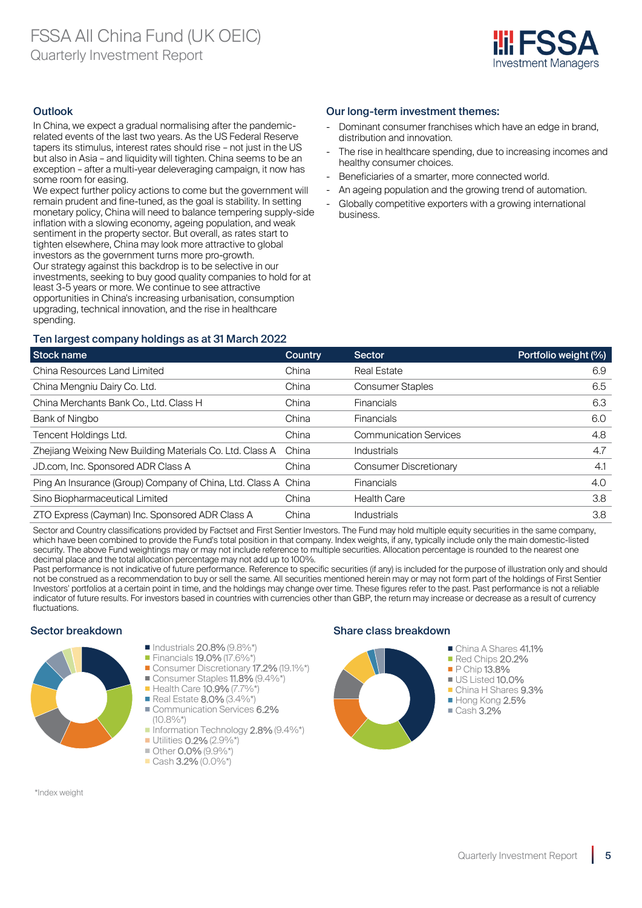# FSSA All China Fund (UK OEIC)
Quarterly Investment Report

## Outlook

In China, we expect a gradual normalising after the pandemic-related events of the last two years. As the US Federal Reserve tapers its stimulus, interest rates should rise – not just in the US but also in Asia – and liquidity will tighten. China seems to be an exception – after a multi-year deleveraging campaign, it now has some room for easing.

We expect further policy actions to come but the government will remain prudent and fine-tuned, as the goal is stability. In setting monetary policy, China will need to balance tempering supply-side inflation with a slowing economy, ageing population, and weak sentiment in the property sector. But overall, as rates start to tighten elsewhere, China may look more attractive to global investors as the government turns more pro-growth.

Our strategy against this backdrop is to be selective in our investments, seeking to buy good quality companies to hold for at least 3-5 years or more. We continue to see attractive opportunities in China's increasing urbanisation, consumption upgrading, technical innovation, and the rise in healthcare spending.

## Our long-term investment themes:

- Dominant consumer franchises which have an edge in brand, distribution and innovation.
- The rise in healthcare spending, due to increasing incomes and healthy consumer choices.
- Beneficiaries of a smarter, more connected world.
- An ageing population and the growing trend of automation.
- Globally competitive exporters with a growing international business.

## Ten largest company holdings as at 31 March 2022

| Stock name | Country | Sector | Portfolio weight (%) |
|---|---|---|---|
| China Resources Land Limited | China | Real Estate | 6.9 |
| China Mengniu Dairy Co. Ltd. | China | Consumer Staples | 6.5 |
| China Merchants Bank Co., Ltd. Class H | China | Financials | 6.3 |
| Bank of Ningbo | China | Financials | 6.0 |
| Tencent Holdings Ltd. | China | Communication Services | 4.8 |
| Zhejiang Weixing New Building Materials Co. Ltd. Class A | China | Industrials | 4.7 |
| JD.com, Inc. Sponsored ADR Class A | China | Consumer Discretionary | 4.1 |
| Ping An Insurance (Group) Company of China, Ltd. Class A | China | Financials | 4.0 |
| Sino Biopharmaceutical Limited | China | Health Care | 3.8 |
| ZTO Express (Cayman) Inc. Sponsored ADR Class A | China | Industrials | 3.8 |

Sector and Country classifications provided by Factset and First Sentier Investors. The Fund may hold multiple equity securities in the same company, which have been combined to provide the Fund's total position in that company. Index weights, if any, typically include only the main domestic-listed security. The above Fund weightings may or may not include reference to multiple securities. Allocation percentage is rounded to the nearest one decimal place and the total allocation percentage may not add up to 100%.

Past performance is not indicative of future performance. Reference to specific securities (if any) is included for the purpose of illustration only and should not be construed as a recommendation to buy or sell the same. All securities mentioned herein may or may not form part of the holdings of First Sentier Investors' portfolios at a certain point in time, and the holdings may change over time. These figures refer to the past. Past performance is not a reliable indicator of future results. For investors based in countries with currencies other than GBP, the return may increase or decrease as a result of currency fluctuations.

## Sector breakdown

- Industrials **20.8%** (9.8%*)
- Financials **19.0%** (17.6%*)
- Consumer Discretionary **17.2%** (19.1%*)
- Consumer Staples **11.8%** (9.4%*)
- Health Care **10.9%** (7.7%*)
- Real Estate **8.0%** (3.4%*)
- Communication Services **6.2%** (10.8%*)
- Information Technology **2.8%** (9.4%*)
- Utilities **0.2%** (2.9%*)
- Other **0.0%** (9.9%*)
- Cash **3.2%** (0.0%*)

*Index weight

## Share class breakdown

- China A Shares **41.1%**
- Red Chips **20.2%**
- P Chip **13.8%**
- US Listed **10.0%**
- China H Shares **9.3%**
- Hong Kong **2.5%**
- Cash **3.2%**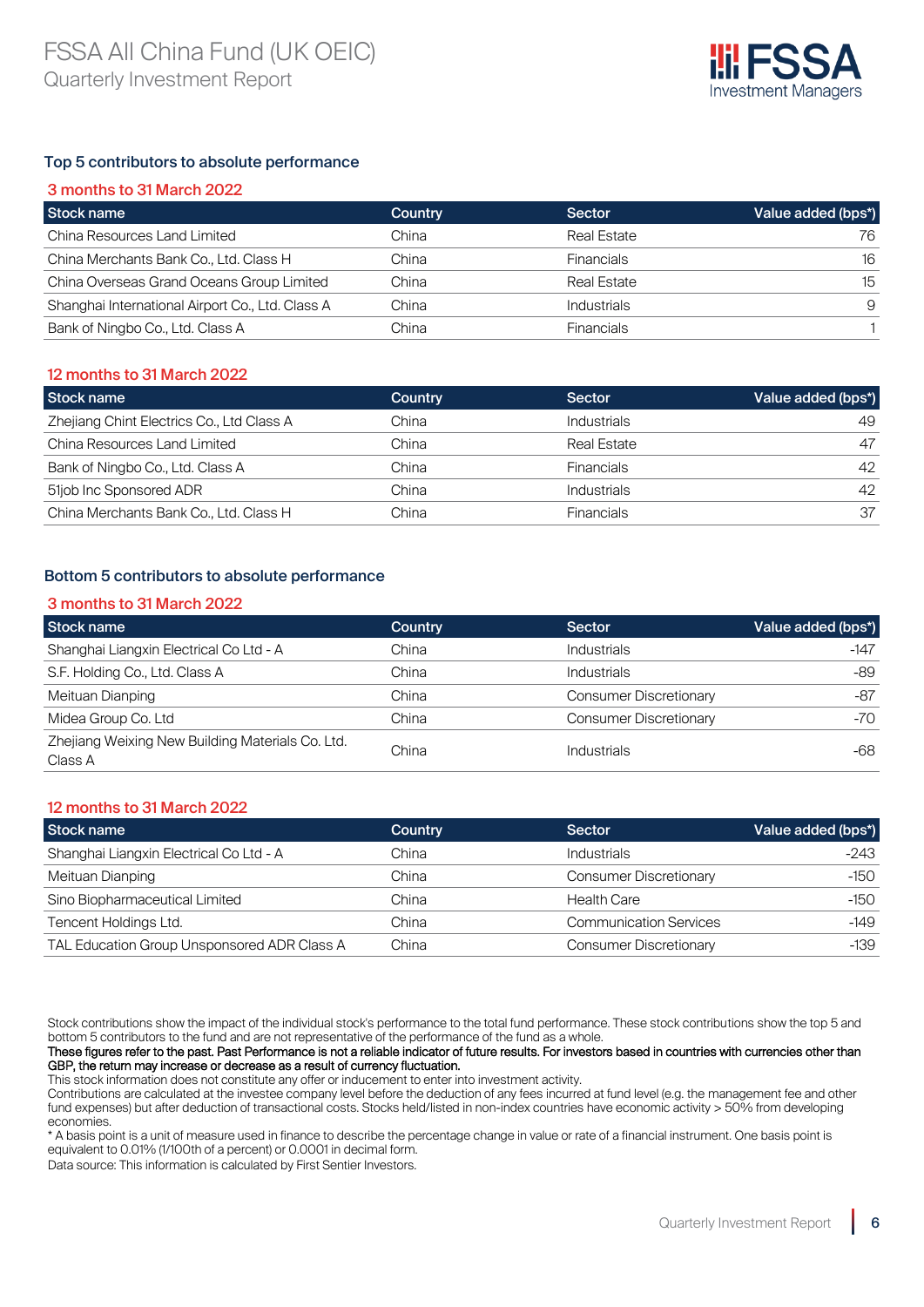## Top 5 contributors to absolute performance

### 3 months to 31 March 2022

| Stock name | Country | Sector | Value added (bps*) |
|---|---|---|---|
| China Resources Land Limited | China | Real Estate | 76 |
| China Merchants Bank Co., Ltd. Class H | China | Financials | 16 |
| China Overseas Grand Oceans Group Limited | China | Real Estate | 15 |
| Shanghai International Airport Co., Ltd. Class A | China | Industrials | 9 |
| Bank of Ningbo Co., Ltd. Class A | China | Financials | 1 |

### 12 months to 31 March 2022

| Stock name | Country | Sector | Value added (bps*) |
|---|---|---|---|
| Zhejiang Chint Electrics Co., Ltd Class A | China | Industrials | 49 |
| China Resources Land Limited | China | Real Estate | 47 |
| Bank of Ningbo Co., Ltd. Class A | China | Financials | 42 |
| 51job Inc Sponsored ADR | China | Industrials | 42 |
| China Merchants Bank Co., Ltd. Class H | China | Financials | 37 |

## Bottom 5 contributors to absolute performance

### 3 months to 31 March 2022

| Stock name | Country | Sector | Value added (bps*) |
|---|---|---|---|
| Shanghai Liangxin Electrical Co Ltd - A | China | Industrials | -147 |
| S.F. Holding Co., Ltd. Class A | China | Industrials | -89 |
| Meituan Dianping | China | Consumer Discretionary | -87 |
| Midea Group Co. Ltd | China | Consumer Discretionary | -70 |
| Zhejiang Weixing New Building Materials Co. Ltd. Class A | China | Industrials | -68 |

### 12 months to 31 March 2022

| Stock name | Country | Sector | Value added (bps*) |
|---|---|---|---|
| Shanghai Liangxin Electrical Co Ltd - A | China | Industrials | -243 |
| Meituan Dianping | China | Consumer Discretionary | -150 |
| Sino Biopharmaceutical Limited | China | Health Care | -150 |
| Tencent Holdings Ltd. | China | Communication Services | -149 |
| TAL Education Group Unsponsored ADR Class A | China | Consumer Discretionary | -139 |

Stock contributions show the impact of the individual stock's performance to the total fund performance. These stock contributions show the top 5 and bottom 5 contributors to the fund and are not representative of the performance of the fund as a whole.

**These figures refer to the past. Past Performance is not a reliable indicator of future results. For investors based in countries with currencies other than GBP, the return may increase or decrease as a result of currency fluctuation.**

This stock information does not constitute any offer or inducement to enter into investment activity.

Contributions are calculated at the investee company level before the deduction of any fees incurred at fund level (e.g. the management fee and other fund expenses) but after deduction of transactional costs. Stocks held/listed in non-index countries have economic activity > 50% from developing economies.

* A basis point is a unit of measure used in finance to describe the percentage change in value or rate of a financial instrument. One basis point is equivalent to 0.01% (1/100th of a percent) or 0.0001 in decimal form.

Data source: This information is calculated by First Sentier Investors.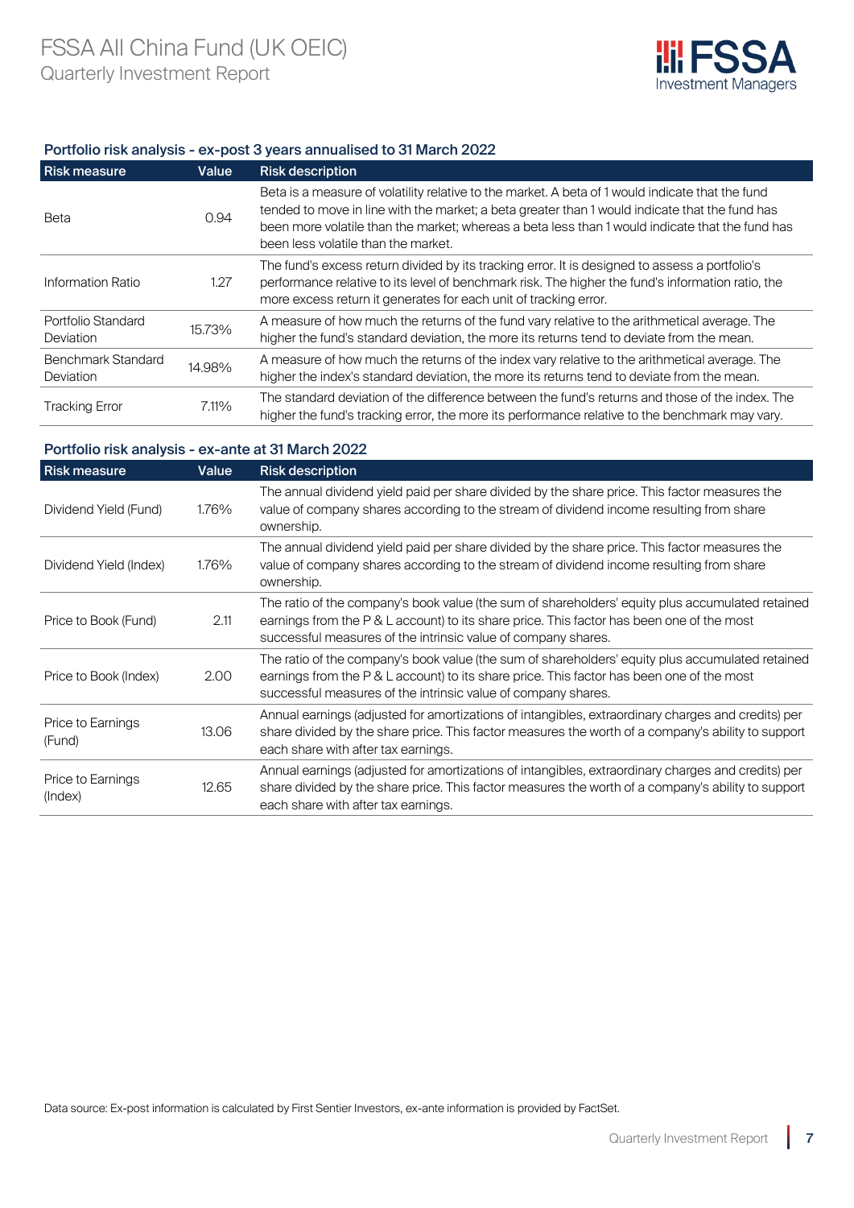### Portfolio risk analysis - ex-post 3 years annualised to 31 March 2022

| Risk measure | Value | Risk description |
|---|---|---|
| Beta | 0.94 | Beta is a measure of volatility relative to the market. A beta of 1 would indicate that the fund tended to move in line with the market; a beta greater than 1 would indicate that the fund has been more volatile than the market; whereas a beta less than 1 would indicate that the fund has been less volatile than the market. |
| Information Ratio | 1.27 | The fund's excess return divided by its tracking error. It is designed to assess a portfolio's performance relative to its level of benchmark risk. The higher the fund's information ratio, the more excess return it generates for each unit of tracking error. |
| Portfolio Standard Deviation | 15.73% | A measure of how much the returns of the fund vary relative to the arithmetical average. The higher the fund's standard deviation, the more its returns tend to deviate from the mean. |
| Benchmark Standard Deviation | 14.98% | A measure of how much the returns of the index vary relative to the arithmetical average. The higher the index's standard deviation, the more its returns tend to deviate from the mean. |
| Tracking Error | 7.11% | The standard deviation of the difference between the fund's returns and those of the index. The higher the fund's tracking error, the more its performance relative to the benchmark may vary. |

### Portfolio risk analysis - ex-ante at 31 March 2022

| Risk measure | Value | Risk description |
|---|---|---|
| Dividend Yield (Fund) | 1.76% | The annual dividend yield paid per share divided by the share price. This factor measures the value of company shares according to the stream of dividend income resulting from share ownership. |
| Dividend Yield (Index) | 1.76% | The annual dividend yield paid per share divided by the share price. This factor measures the value of company shares according to the stream of dividend income resulting from share ownership. |
| Price to Book (Fund) | 2.11 | The ratio of the company's book value (the sum of shareholders' equity plus accumulated retained earnings from the P & L account) to its share price. This factor has been one of the most successful measures of the intrinsic value of company shares. |
| Price to Book (Index) | 2.00 | The ratio of the company's book value (the sum of shareholders' equity plus accumulated retained earnings from the P & L account) to its share price. This factor has been one of the most successful measures of the intrinsic value of company shares. |
| Price to Earnings (Fund) | 13.06 | Annual earnings (adjusted for amortizations of intangibles, extraordinary charges and credits) per share divided by the share price. This factor measures the worth of a company's ability to support each share with after tax earnings. |
| Price to Earnings (Index) | 12.65 | Annual earnings (adjusted for amortizations of intangibles, extraordinary charges and credits) per share divided by the share price. This factor measures the worth of a company's ability to support each share with after tax earnings. |

Data source: Ex-post information is calculated by First Sentier Investors, ex-ante information is provided by FactSet.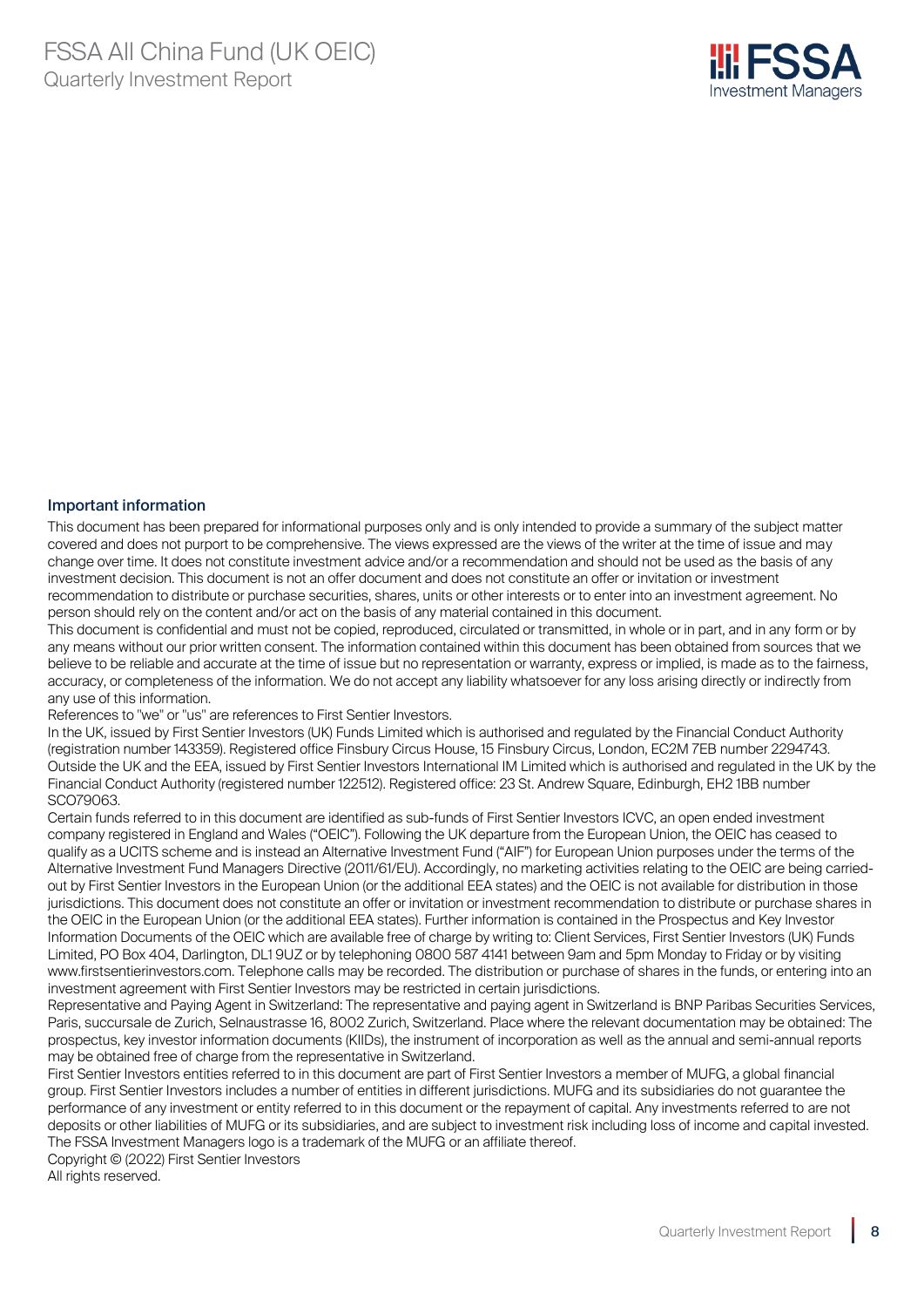## Important information

This document has been prepared for informational purposes only and is only intended to provide a summary of the subject matter covered and does not purport to be comprehensive. The views expressed are the views of the writer at the time of issue and may change over time. It does not constitute investment advice and/or a recommendation and should not be used as the basis of any investment decision. This document is not an offer document and does not constitute an offer or invitation or investment recommendation to distribute or purchase securities, shares, units or other interests or to enter into an investment agreement. No person should rely on the content and/or act on the basis of any material contained in this document.

This document is confidential and must not be copied, reproduced, circulated or transmitted, in whole or in part, and in any form or by any means without our prior written consent. The information contained within this document has been obtained from sources that we believe to be reliable and accurate at the time of issue but no representation or warranty, express or implied, is made as to the fairness, accuracy, or completeness of the information. We do not accept any liability whatsoever for any loss arising directly or indirectly from any use of this information.

References to "we" or "us" are references to First Sentier Investors.

In the UK, issued by First Sentier Investors (UK) Funds Limited which is authorised and regulated by the Financial Conduct Authority (registration number 143359). Registered office Finsbury Circus House, 15 Finsbury Circus, London, EC2M 7EB number 2294743. Outside the UK and the EEA, issued by First Sentier Investors International IM Limited which is authorised and regulated in the UK by the Financial Conduct Authority (registered number 122512). Registered office: 23 St. Andrew Square, Edinburgh, EH2 1BB number SCO79063.

Certain funds referred to in this document are identified as sub-funds of First Sentier Investors ICVC, an open ended investment company registered in England and Wales ("OEIC"). Following the UK departure from the European Union, the OEIC has ceased to qualify as a UCITS scheme and is instead an Alternative Investment Fund ("AIF") for European Union purposes under the terms of the Alternative Investment Fund Managers Directive (2011/61/EU). Accordingly, no marketing activities relating to the OEIC are being carried-out by First Sentier Investors in the European Union (or the additional EEA states) and the OEIC is not available for distribution in those jurisdictions. This document does not constitute an offer or invitation or investment recommendation to distribute or purchase shares in the OEIC in the European Union (or the additional EEA states). Further information is contained in the Prospectus and Key Investor Information Documents of the OEIC which are available free of charge by writing to: Client Services, First Sentier Investors (UK) Funds Limited, PO Box 404, Darlington, DL1 9UZ or by telephoning 0800 587 4141 between 9am and 5pm Monday to Friday or by visiting www.firstsentierinvestors.com. Telephone calls may be recorded. The distribution or purchase of shares in the funds, or entering into an investment agreement with First Sentier Investors may be restricted in certain jurisdictions.

Representative and Paying Agent in Switzerland: The representative and paying agent in Switzerland is BNP Paribas Securities Services, Paris, succursale de Zurich, Selnaustrasse 16, 8002 Zurich, Switzerland. Place where the relevant documentation may be obtained: The prospectus, key investor information documents (KIIDs), the instrument of incorporation as well as the annual and semi-annual reports may be obtained free of charge from the representative in Switzerland.

First Sentier Investors entities referred to in this document are part of First Sentier Investors a member of MUFG, a global financial group. First Sentier Investors includes a number of entities in different jurisdictions. MUFG and its subsidiaries do not guarantee the performance of any investment or entity referred to in this document or the repayment of capital. Any investments referred to are not deposits or other liabilities of MUFG or its subsidiaries, and are subject to investment risk including loss of income and capital invested. The FSSA Investment Managers logo is a trademark of the MUFG or an affiliate thereof.

Copyright © (2022) First Sentier Investors

All rights reserved.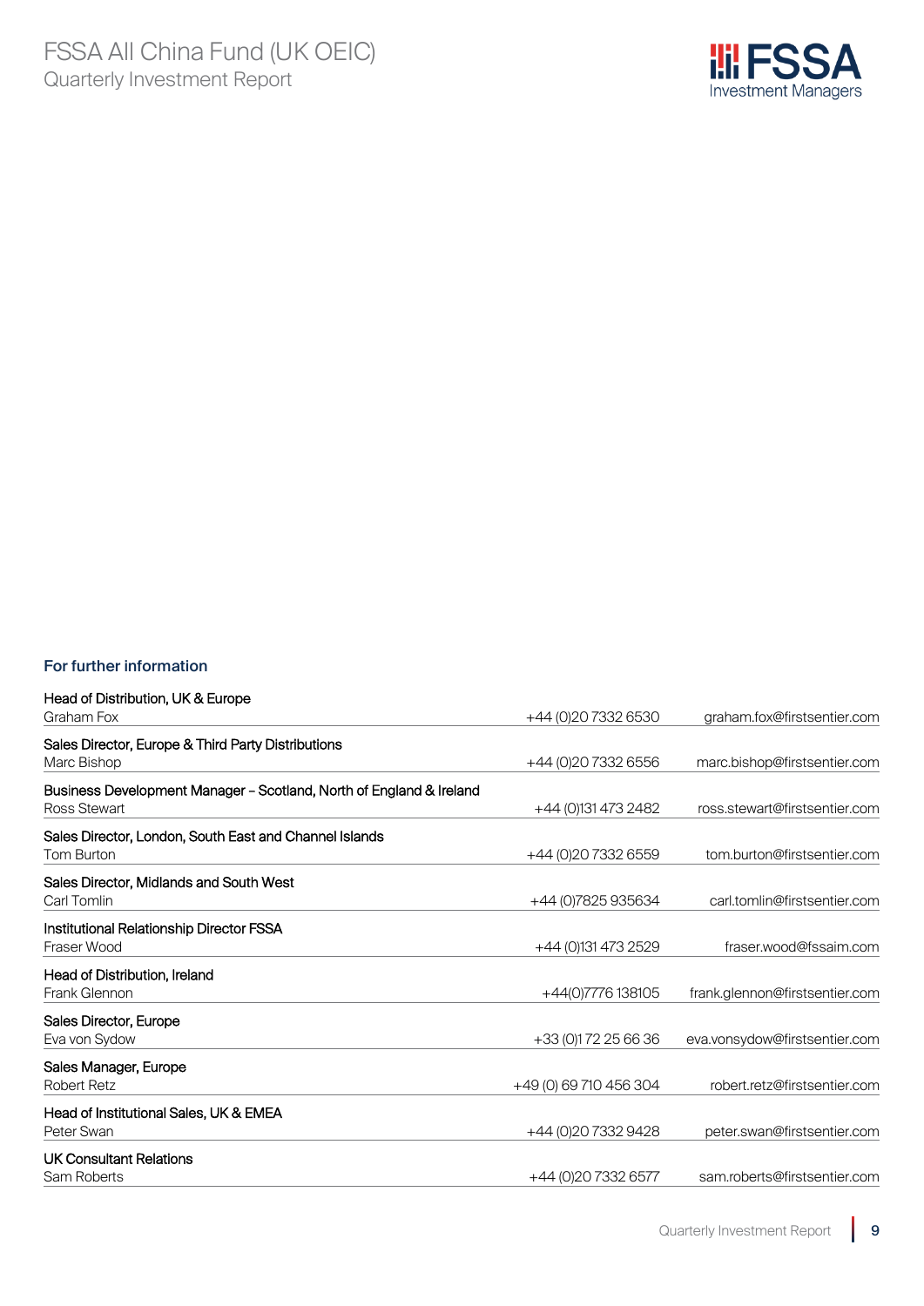## For further information

| | | |
|---|---|---|
| **Head of Distribution, UK & Europe**<br>Graham Fox | +44 (0)20 7332 6530 | graham.fox@firstsentier.com |
| **Sales Director, Europe & Third Party Distributions**<br>Marc Bishop | +44 (0)20 7332 6556 | marc.bishop@firstsentier.com |
| **Business Development Manager – Scotland, North of England & Ireland**<br>Ross Stewart | +44 (0)131 473 2482 | ross.stewart@firstsentier.com |
| **Sales Director, London, South East and Channel Islands**<br>Tom Burton | +44 (0)20 7332 6559 | tom.burton@firstsentier.com |
| **Sales Director, Midlands and South West**<br>Carl Tomlin | +44 (0)7825 935634 | carl.tomlin@firstsentier.com |
| **Institutional Relationship Director FSSA**<br>Fraser Wood | +44 (0)131 473 2529 | fraser.wood@fssaim.com |
| **Head of Distribution, Ireland**<br>Frank Glennon | +44(0)7776 138105 | frank.glennon@firstsentier.com |
| **Sales Director, Europe**<br>Eva von Sydow | +33 (0)1 72 25 66 36 | eva.vonsydow@firstsentier.com |
| **Sales Manager, Europe**<br>Robert Retz | +49 (0) 69 710 456 304 | robert.retz@firstsentier.com |
| **Head of Institutional Sales, UK & EMEA**<br>Peter Swan | +44 (0)20 7332 9428 | peter.swan@firstsentier.com |
| **UK Consultant Relations**<br>Sam Roberts | +44 (0)20 7332 6577 | sam.roberts@firstsentier.com |